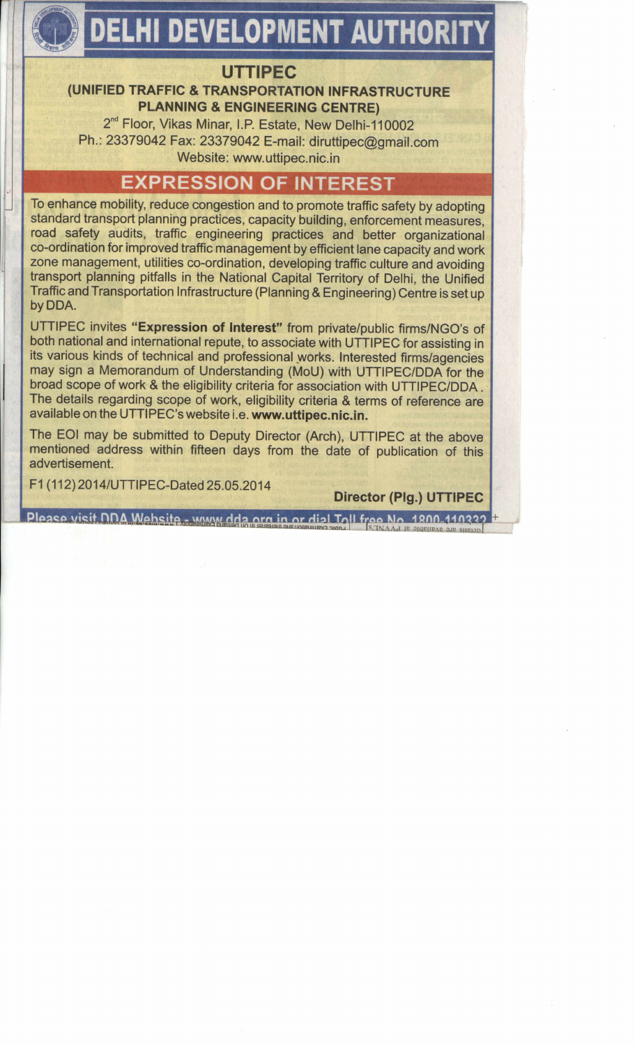# DELHI DEVELOPMENT AUTHORITY

## UTTIPEC

### (UNIFIED TRAFFIC & TRANSPORTATION INFRASTRUCTURE PLANNING & ENGINEERING CENTRE)

2nd Floor, Vikas Minar, I.P. Estate, New Delhi-110002
Ph.: 23379042 Fax: 23379042 E-mail: diruttipec@gmail.com
Website: www.uttipec.nic.in

## EXPRESSION OF INTEREST

To enhance mobility, reduce congestion and to promote traffic safety by adopting standard transport planning practices, capacity building, enforcement measures, road safety audits, traffic engineering practices and better organizational co-ordination for improved traffic management by efficient lane capacity and work zone management, utilities co-ordination, developing traffic culture and avoiding transport planning pitfalls in the National Capital Territory of Delhi, the Unified Traffic and Transportation Infrastructure (Planning & Engineering) Centre is set up by DDA.

UTTIPEC invites **"Expression of Interest"** from private/public firms/NGO's of both national and international repute, to associate with UTTIPEC for assisting in its various kinds of technical and professional works. Interested firms/agencies may sign a Memorandum of Understanding (MoU) with UTTIPEC/DDA for the broad scope of work & the eligibility criteria for association with UTTIPEC/DDA. The details regarding scope of work, eligibility criteria & terms of reference are available on the UTTIPEC's website i.e. **www.uttipec.nic.in.**

The EOI may be submitted to Deputy Director (Arch), UTTIPEC at the above mentioned address within fifteen days from the date of publication of this advertisement.

F1 (112) 2014/UTTIPEC-Dated 25.05.2014

**Director (Plg.) UTTIPEC**

Please visit DDA Website - www.dda.org.in or dial Toll free No. 1800-110332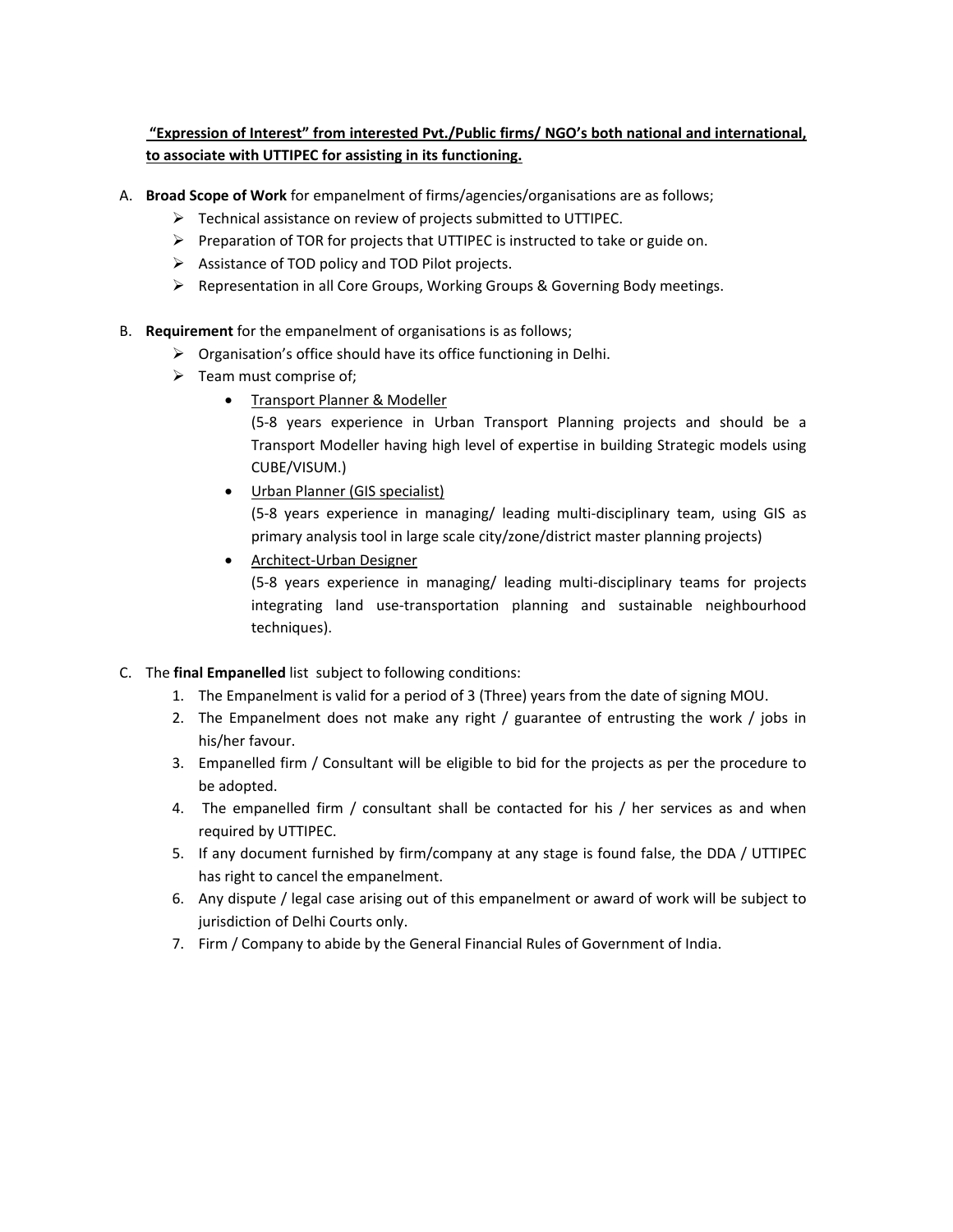**<u>"Expression of Interest" from interested Pvt./Public firms/ NGO's both national and international, to associate with UTTIPEC for assisting in its functioning.</u>**

A. **Broad Scope of Work** for empanelment of firms/agencies/organisations are as follows;
   - Technical assistance on review of projects submitted to UTTIPEC.
   - Preparation of TOR for projects that UTTIPEC is instructed to take or guide on.
   - Assistance of TOD policy and TOD Pilot projects.
   - Representation in all Core Groups, Working Groups & Governing Body meetings.

B. **Requirement** for the empanelment of organisations is as follows;
   - Organisation's office should have its office functioning in Delhi.
   - Team must comprise of;
     - <u>Transport Planner & Modeller</u>
       (5-8 years experience in Urban Transport Planning projects and should be a Transport Modeller having high level of expertise in building Strategic models using CUBE/VISUM.)
     - <u>Urban Planner (GIS specialist)</u>
       (5-8 years experience in managing/ leading multi-disciplinary team, using GIS as primary analysis tool in large scale city/zone/district master planning projects)
     - <u>Architect-Urban Designer</u>
       (5-8 years experience in managing/ leading multi-disciplinary teams for projects integrating land use-transportation planning and sustainable neighbourhood techniques).

C. The **final Empanelled** list subject to following conditions:
   1. The Empanelment is valid for a period of 3 (Three) years from the date of signing MOU.
   2. The Empanelment does not make any right / guarantee of entrusting the work / jobs in his/her favour.
   3. Empanelled firm / Consultant will be eligible to bid for the projects as per the procedure to be adopted.
   4. The empanelled firm / consultant shall be contacted for his / her services as and when required by UTTIPEC.
   5. If any document furnished by firm/company at any stage is found false, the DDA / UTTIPEC has right to cancel the empanelment.
   6. Any dispute / legal case arising out of this empanelment or award of work will be subject to jurisdiction of Delhi Courts only.
   7. Firm / Company to abide by the General Financial Rules of Government of India.